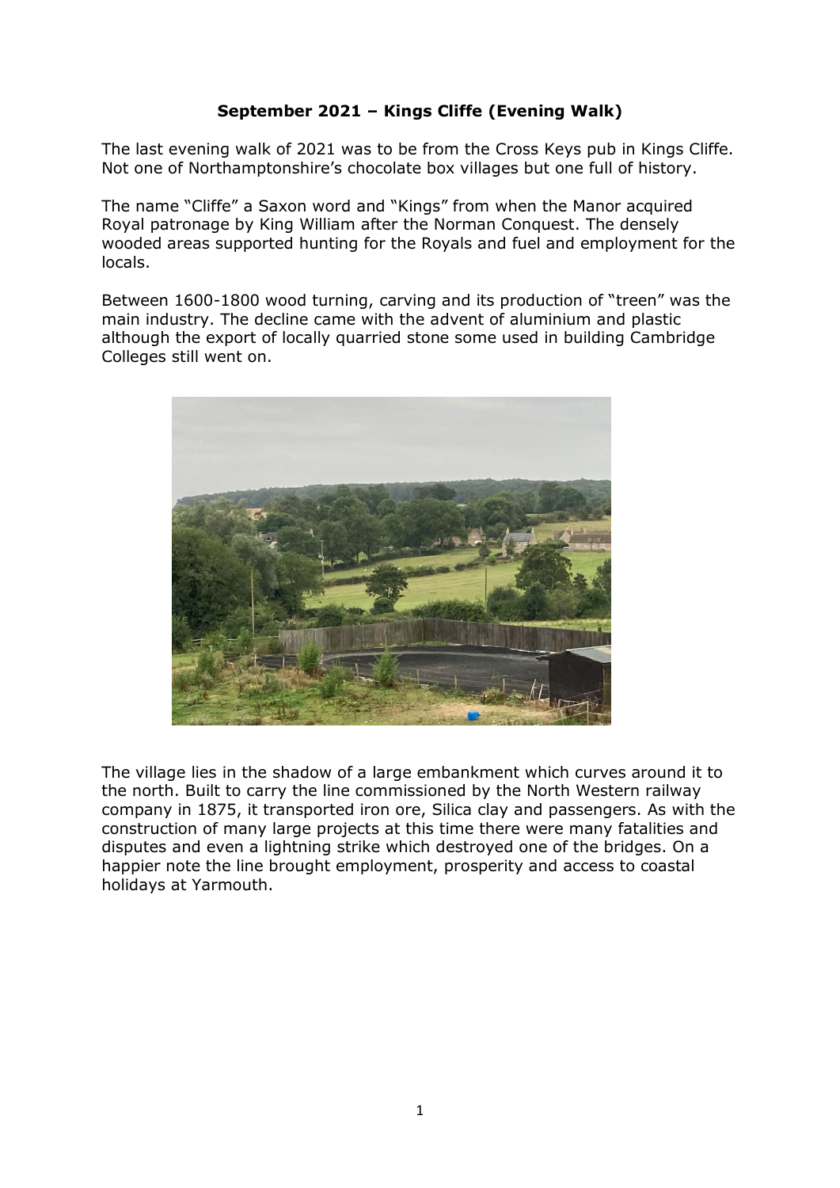**September 2021 – Kings Cliffe (Evening Walk)**

The last evening walk of 2021 was to be from the Cross Keys pub in Kings Cliffe. Not one of Northamptonshire's chocolate box villages but one full of history.

The name "Cliffe" a Saxon word and "Kings" from when the Manor acquired Royal patronage by King William after the Norman Conquest. The densely wooded areas supported hunting for the Royals and fuel and employment for the locals.

Between 1600-1800 wood turning, carving and its production of "treen" was the main industry. The decline came with the advent of aluminium and plastic although the export of locally quarried stone some used in building Cambridge Colleges still went on.

The village lies in the shadow of a large embankment which curves around it to the north. Built to carry the line commissioned by the North Western railway company in 1875, it transported iron ore, Silica clay and passengers. As with the construction of many large projects at this time there were many fatalities and disputes and even a lightning strike which destroyed one of the bridges. On a happier note the line brought employment, prosperity and access to coastal holidays at Yarmouth.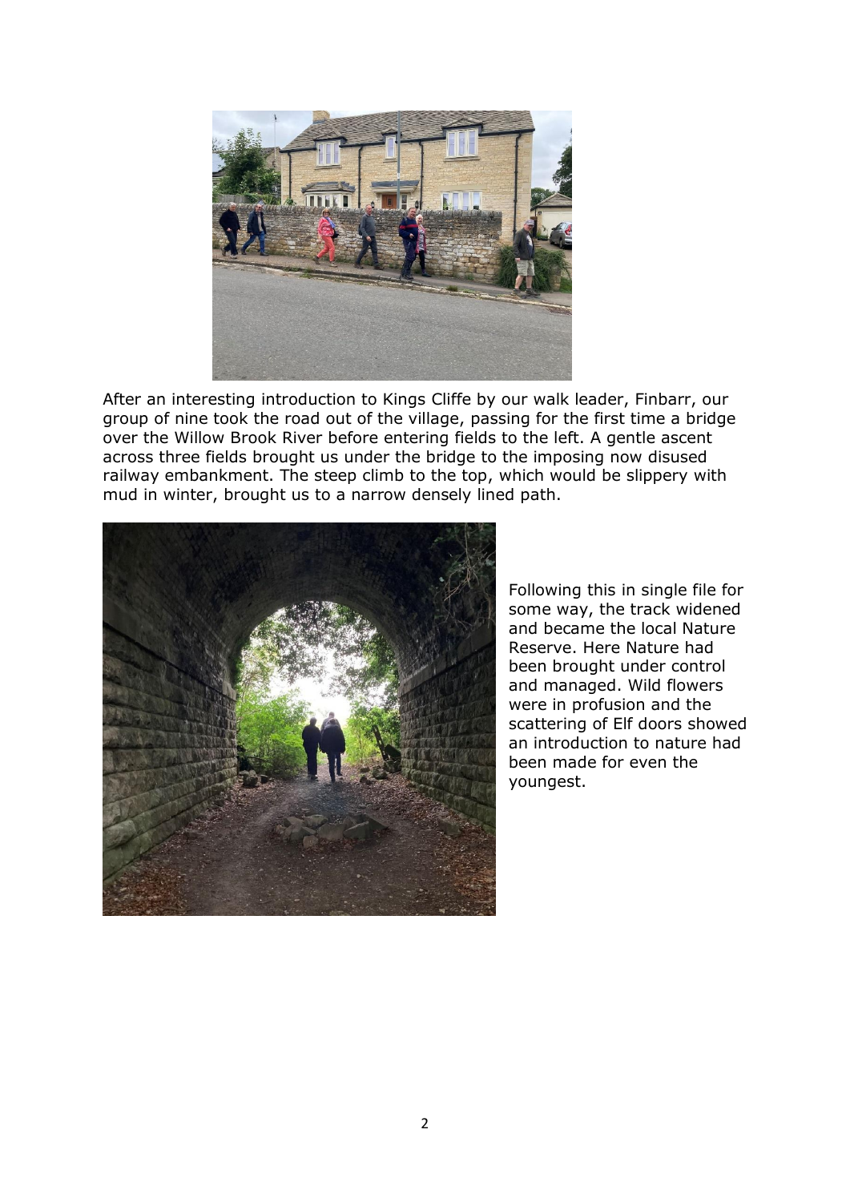After an interesting introduction to Kings Cliffe by our walk leader, Finbarr, our group of nine took the road out of the village, passing for the first time a bridge over the Willow Brook River before entering fields to the left. A gentle ascent across three fields brought us under the bridge to the imposing now disused railway embankment. The steep climb to the top, which would be slippery with mud in winter, brought us to a narrow densely lined path.

Following this in single file for some way, the track widened and became the local Nature Reserve. Here Nature had been brought under control and managed. Wild flowers were in profusion and the scattering of Elf doors showed an introduction to nature had been made for even the youngest.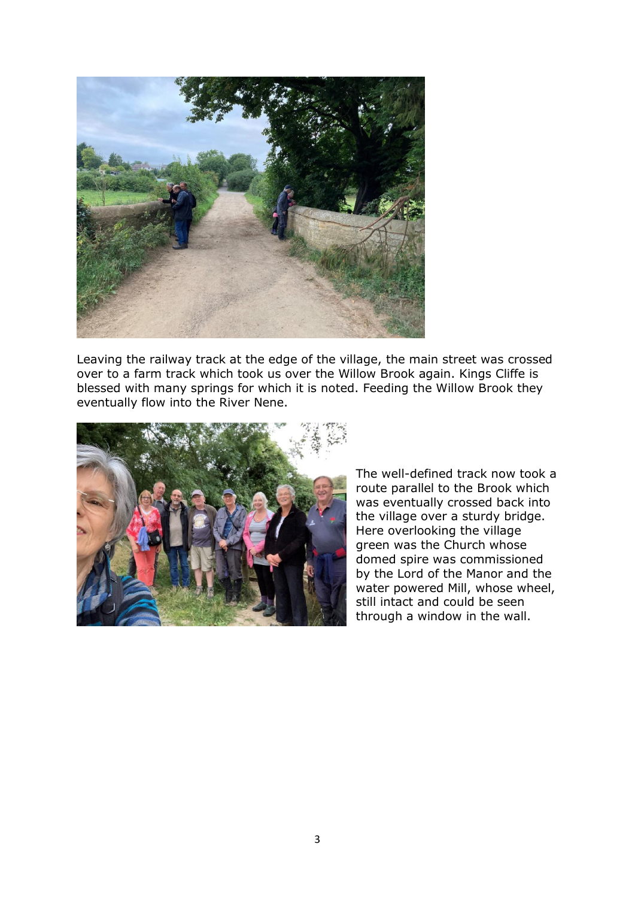Leaving the railway track at the edge of the village, the main street was crossed over to a farm track which took us over the Willow Brook again. Kings Cliffe is blessed with many springs for which it is noted. Feeding the Willow Brook they eventually flow into the River Nene.

The well-defined track now took a route parallel to the Brook which was eventually crossed back into the village over a sturdy bridge. Here overlooking the village green was the Church whose domed spire was commissioned by the Lord of the Manor and the water powered Mill, whose wheel, still intact and could be seen through a window in the wall.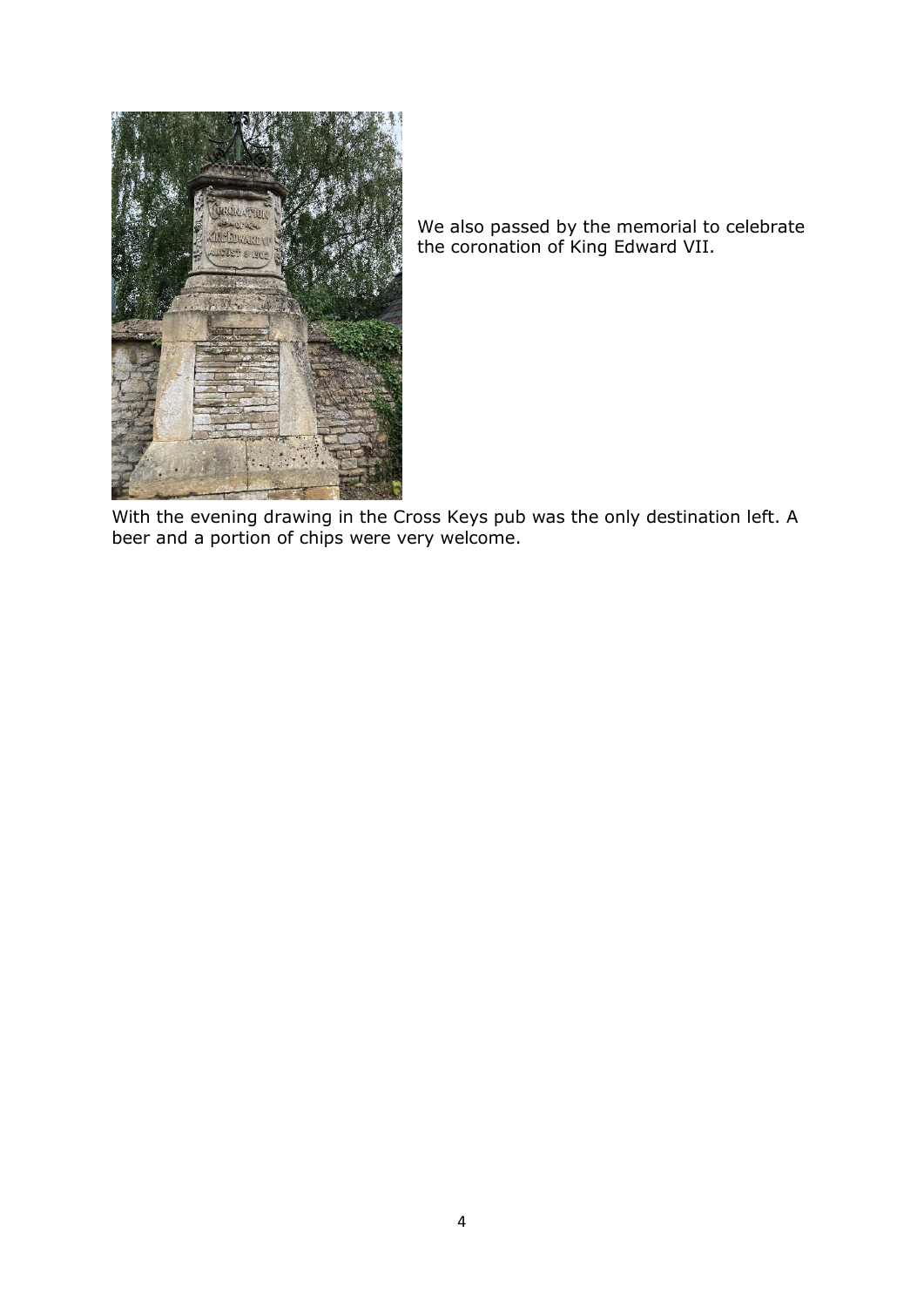We also passed by the memorial to celebrate the coronation of King Edward VII.

With the evening drawing in the Cross Keys pub was the only destination left. A beer and a portion of chips were very welcome.